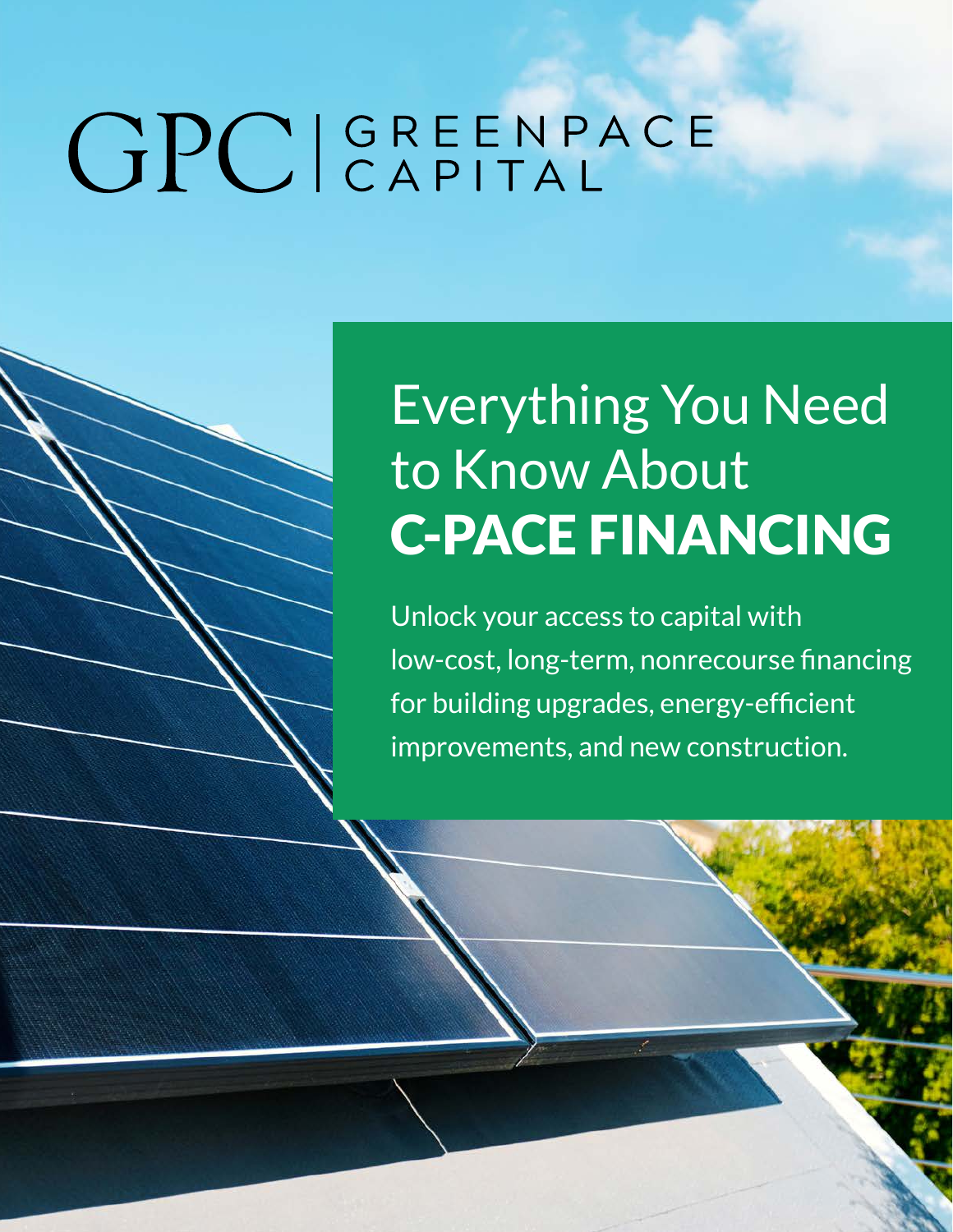GPC | GREENPACE CAPITAL

# Everything You Need to Know About C-PACE FINANCING

Unlock your access to capital with low-cost, long-term, nonrecourse financing for building upgrades, energy-efficient improvements, and new construction.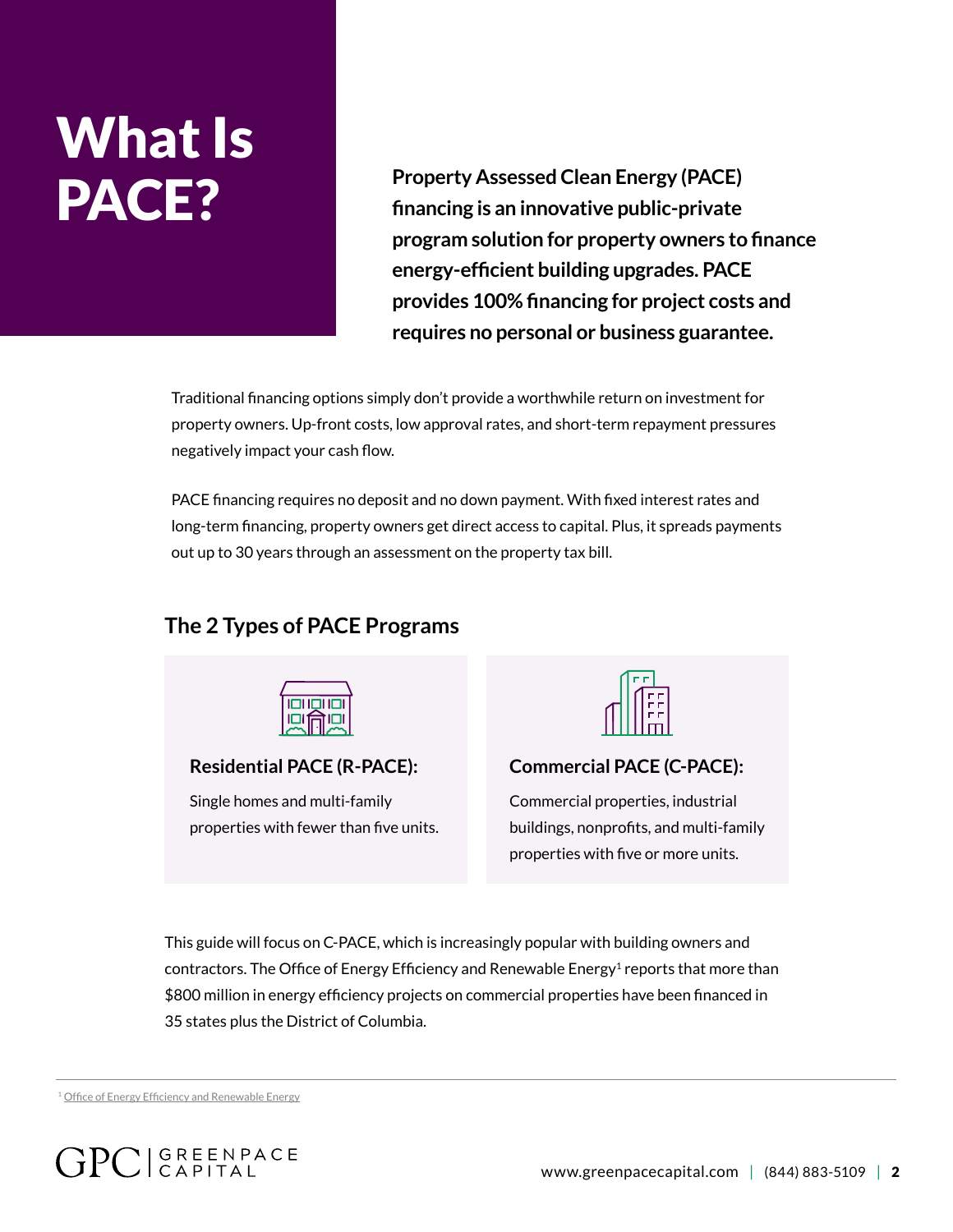# What Is PACE?

**Property Assessed Clean Energy (PACE) financing is an innovative public-private program solution for property owners to finance energy-efficient building upgrades. PACE provides 100% financing for project costs and requires no personal or business guarantee.**

Traditional financing options simply don't provide a worthwhile return on investment for property owners. Up-front costs, low approval rates, and short-term repayment pressures negatively impact your cash flow.

PACE financing requires no deposit and no down payment. With fixed interest rates and long-term financing, property owners get direct access to capital. Plus, it spreads payments out up to 30 years through an assessment on the property tax bill.

## The 2 Types of PACE Programs

**Residential PACE (R-PACE):**

Single homes and multi-family properties with fewer than five units.

**Commercial PACE (C-PACE):**

Commercial properties, industrial buildings, nonprofits, and multi-family properties with five or more units.

This guide will focus on C-PACE, which is increasingly popular with building owners and contractors. The Office of Energy Efficiency and Renewable Energy[1] reports that more than $800 million in energy efficiency projects on commercial properties have been financed in 35 states plus the District of Columbia.

[1] Office of Energy Efficiency and Renewable Energy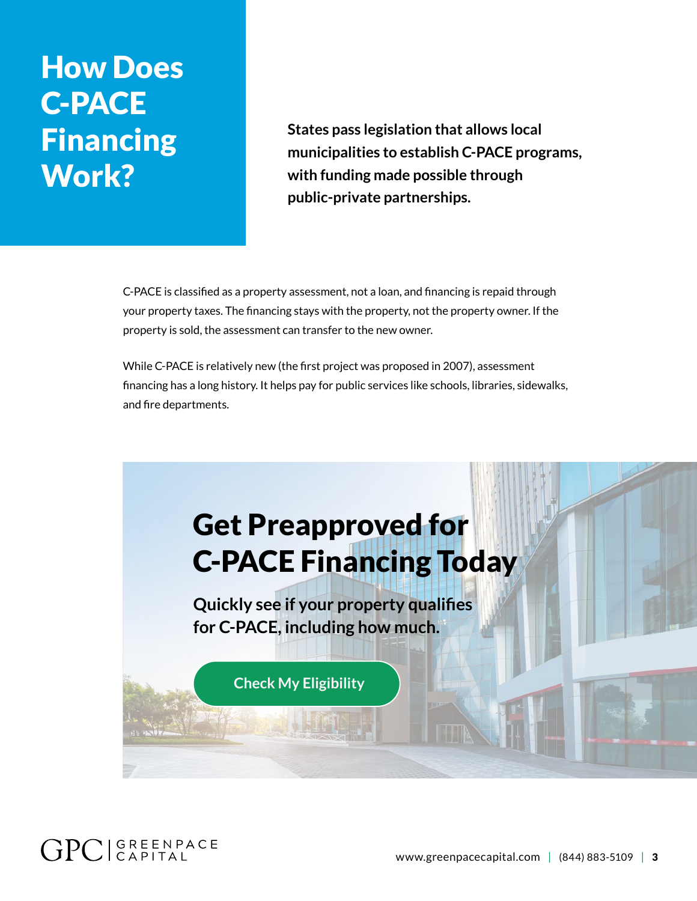# How Does C-PACE Financing Work?

**States pass legislation that allows local municipalities to establish C-PACE programs, with funding made possible through public-private partnerships.**

C-PACE is classified as a property assessment, not a loan, and financing is repaid through your property taxes. The financing stays with the property, not the property owner. If the property is sold, the assessment can transfer to the new owner.

While C-PACE is relatively new (the first project was proposed in 2007), assessment financing has a long history. It helps pay for public services like schools, libraries, sidewalks, and fire departments.

## Get Preapproved for C-PACE Financing Today

**Quickly see if your property qualifies for C-PACE, including how much.**

Check My Eligibility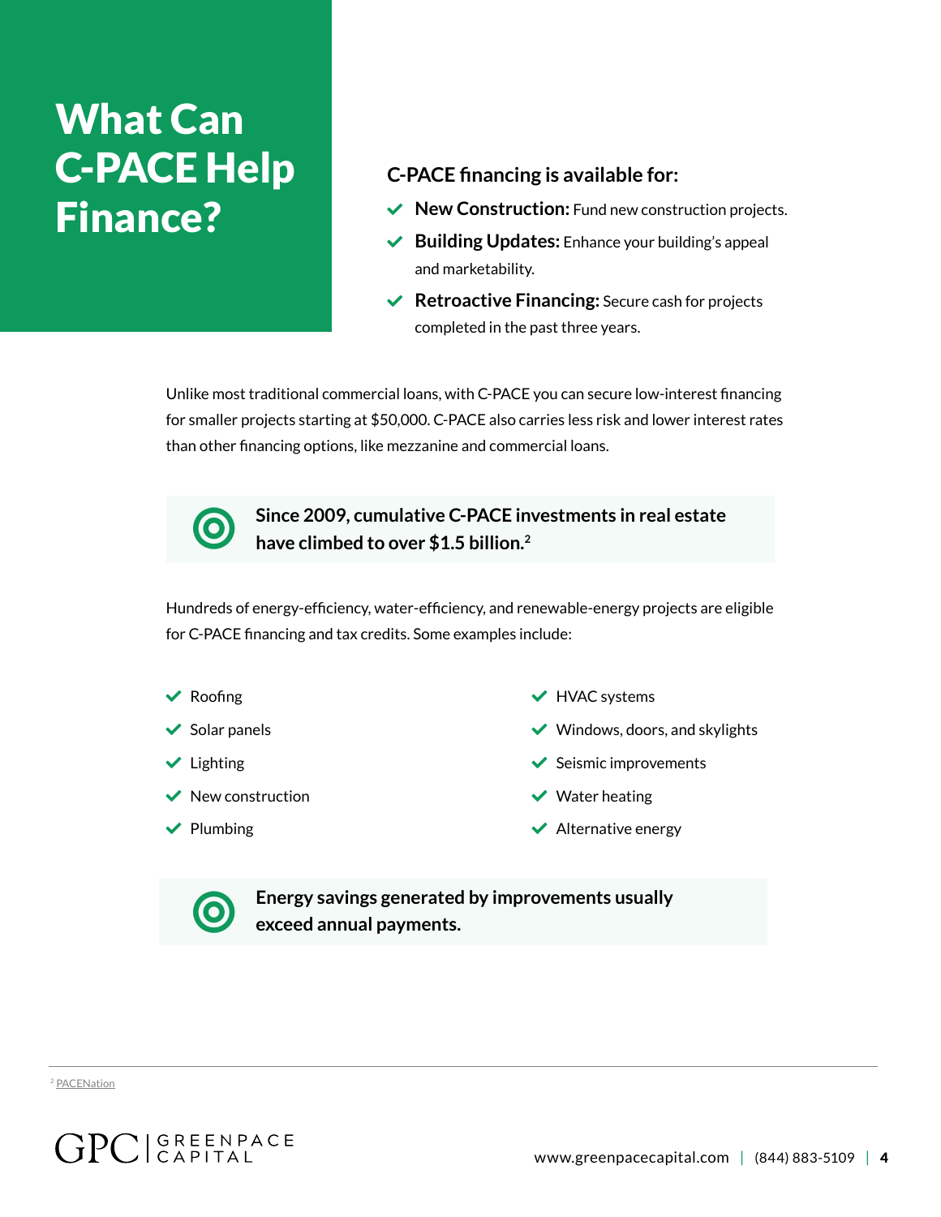# What Can C-PACE Help Finance?

**C-PACE financing is available for:**

- **New Construction:** Fund new construction projects.
- **Building Updates:** Enhance your building's appeal and marketability.
- **Retroactive Financing:** Secure cash for projects completed in the past three years.

Unlike most traditional commercial loans, with C-PACE you can secure low-interest financing for smaller projects starting at $50,000. C-PACE also carries less risk and lower interest rates than other financing options, like mezzanine and commercial loans.

> **Since 2009, cumulative C-PACE investments in real estate have climbed to over $1.5 billion.[2]**

Hundreds of energy-efficiency, water-efficiency, and renewable-energy projects are eligible for C-PACE financing and tax credits. Some examples include:

- Roofing
- Solar panels
- Lighting
- New construction
- Plumbing
- HVAC systems
- Windows, doors, and skylights
- Seismic improvements
- Water heating
- Alternative energy

> **Energy savings generated by improvements usually exceed annual payments.**

[2] PACENation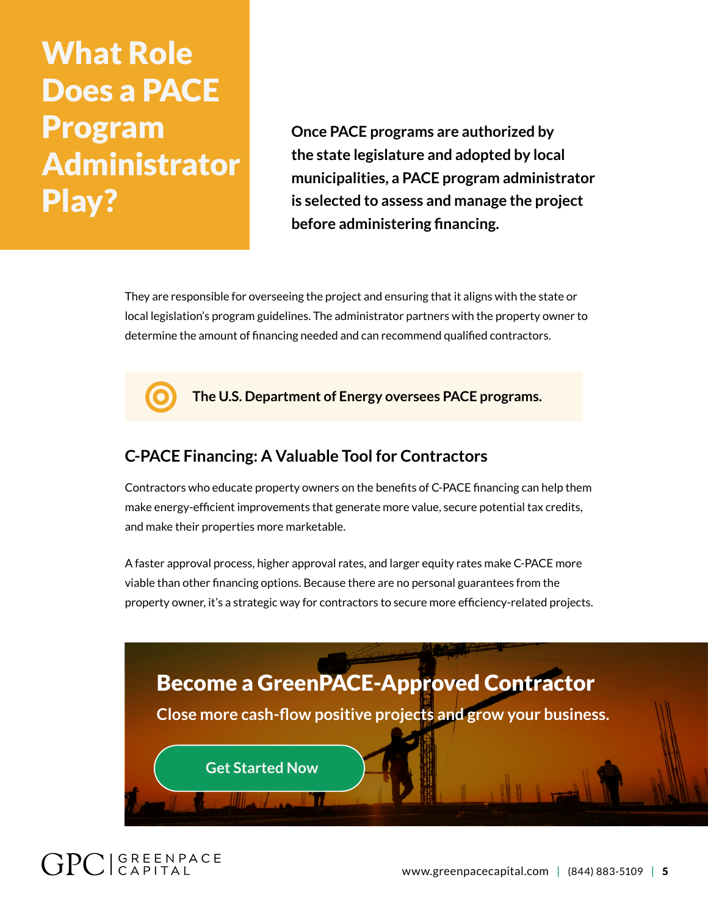# What Role Does a PACE Program Administrator Play?

**Once PACE programs are authorized by the state legislature and adopted by local municipalities, a PACE program administrator is selected to assess and manage the project before administering financing.**

They are responsible for overseeing the project and ensuring that it aligns with the state or local legislation's program guidelines. The administrator partners with the property owner to determine the amount of financing needed and can recommend qualified contractors.

**The U.S. Department of Energy oversees PACE programs.**

## C-PACE Financing: A Valuable Tool for Contractors

Contractors who educate property owners on the benefits of C-PACE financing can help them make energy-efficient improvements that generate more value, secure potential tax credits, and make their properties more marketable.

A faster approval process, higher approval rates, and larger equity rates make C-PACE more viable than other financing options. Because there are no personal guarantees from the property owner, it's a strategic way for contractors to secure more efficiency-related projects.

## Become a GreenPACE-Approved Contractor

**Close more cash-flow positive projects and grow your business.**

Get Started Now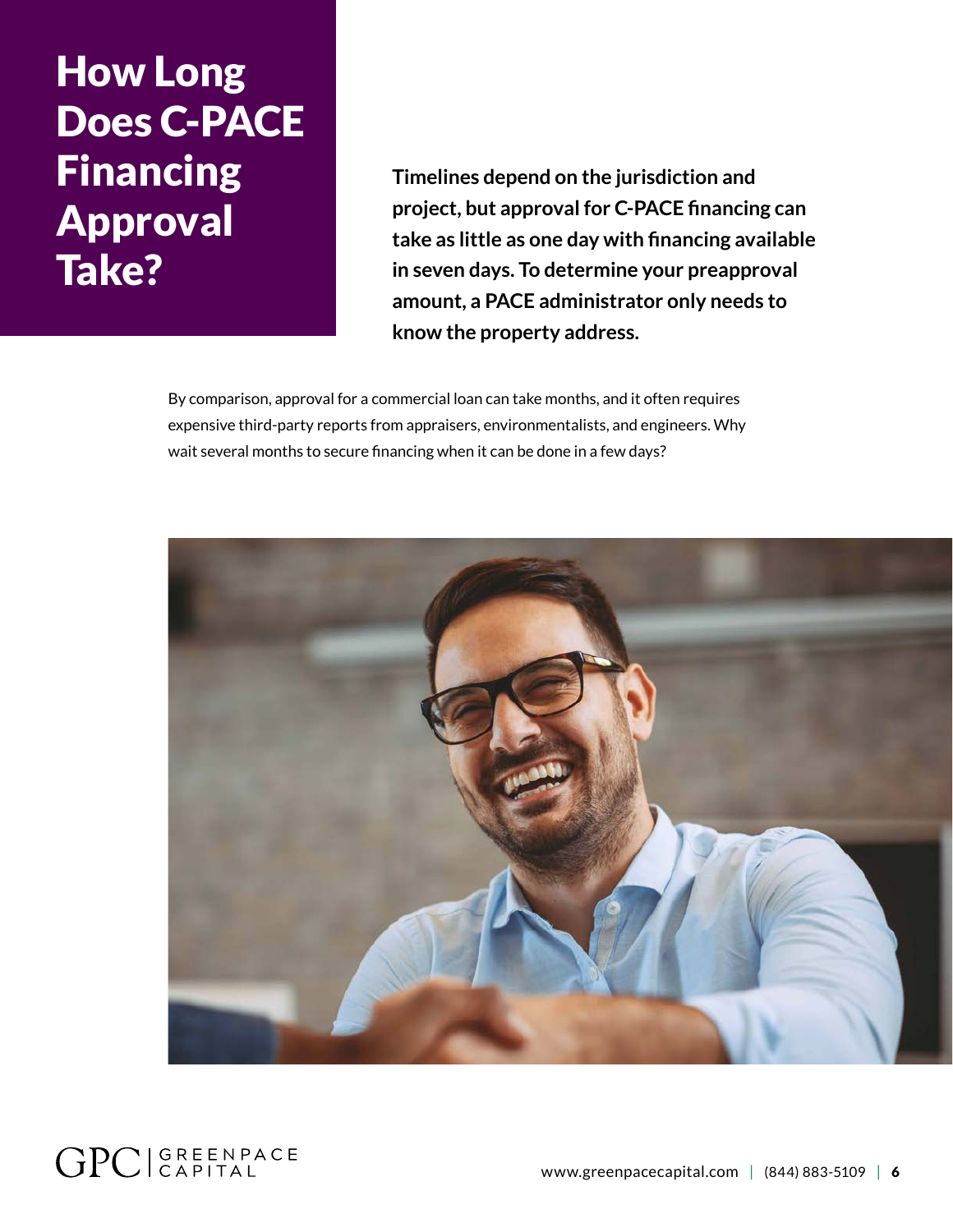# How Long Does C-PACE Financing Approval Take?

**Timelines depend on the jurisdiction and project, but approval for C-PACE financing can take as little as one day with financing available in seven days. To determine your preapproval amount, a PACE administrator only needs to know the property address.**

By comparison, approval for a commercial loan can take months, and it often requires expensive third-party reports from appraisers, environmentalists, and engineers. Why wait several months to secure financing when it can be done in a few days?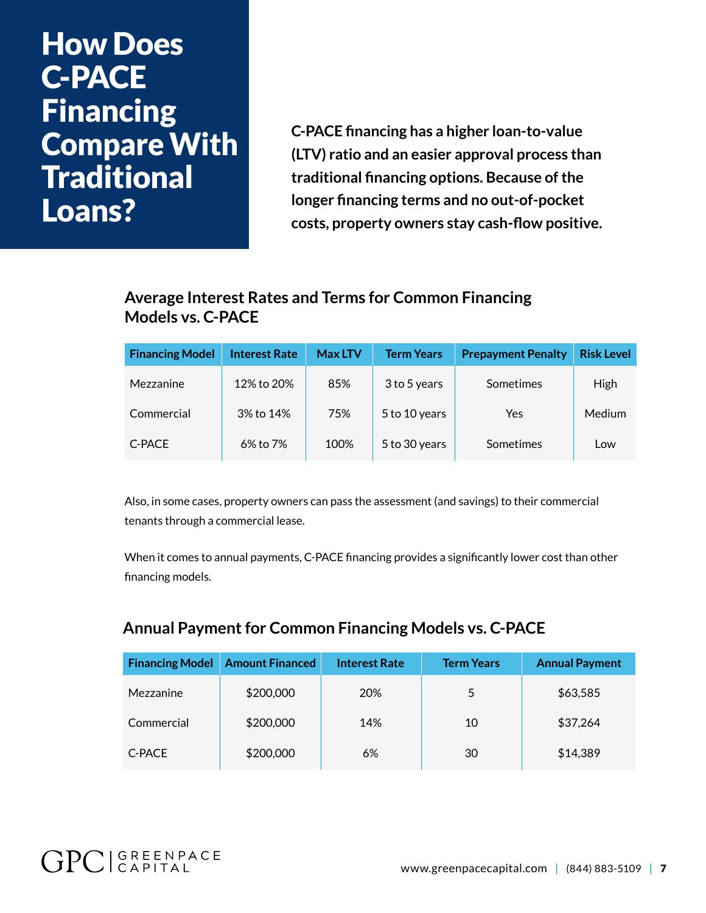# How Does C-PACE Financing Compare With Traditional Loans?

**C-PACE financing has a higher loan-to-value (LTV) ratio and an easier approval process than traditional financing options. Because of the longer financing terms and no out-of-pocket costs, property owners stay cash-flow positive.**

## Average Interest Rates and Terms for Common Financing Models vs. C-PACE

| Financing Model | Interest Rate | Max LTV | Term Years | Prepayment Penalty | Risk Level |
|---|---|---|---|---|---|
| Mezzanine | 12% to 20% | 85% | 3 to 5 years | Sometimes | High |
| Commercial | 3% to 14% | 75% | 5 to 10 years | Yes | Medium |
| C-PACE | 6% to 7% | 100% | 5 to 30 years | Sometimes | Low |

Also, in some cases, property owners can pass the assessment (and savings) to their commercial tenants through a commercial lease.

When it comes to annual payments, C-PACE financing provides a significantly lower cost than other financing models.

## Annual Payment for Common Financing Models vs. C-PACE

| Financing Model | Amount Financed | Interest Rate | Term Years | Annual Payment |
|---|---|---|---|---|
| Mezzanine | $200,000 | 20% | 5 | $63,585 |
| Commercial | $200,000 | 14% | 10 | $37,264 |
| C-PACE | $200,000 | 6% | 30 | $14,389 |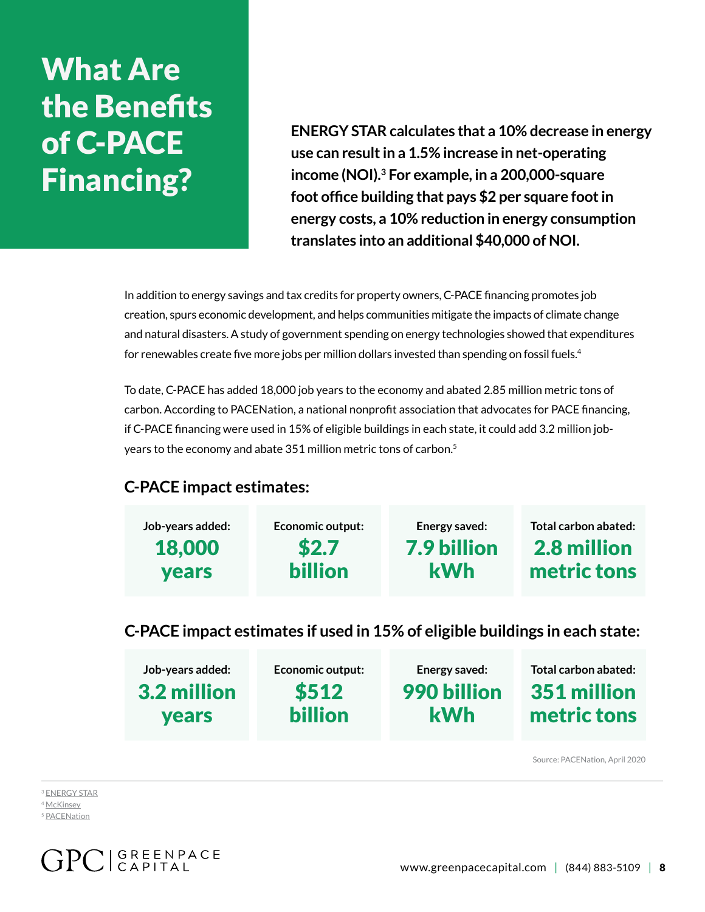# What Are the Benefits of C-PACE Financing?

**ENERGY STAR calculates that a 10% decrease in energy use can result in a 1.5% increase in net-operating income (NOI).[3] For example, in a 200,000-square foot office building that pays $2 per square foot in energy costs, a 10% reduction in energy consumption translates into an additional $40,000 of NOI.**

In addition to energy savings and tax credits for property owners, C-PACE financing promotes job creation, spurs economic development, and helps communities mitigate the impacts of climate change and natural disasters. A study of government spending on energy technologies showed that expenditures for renewables create five more jobs per million dollars invested than spending on fossil fuels.[4]

To date, C-PACE has added 18,000 job years to the economy and abated 2.85 million metric tons of carbon. According to PACENation, a national nonprofit association that advocates for PACE financing, if C-PACE financing were used in 15% of eligible buildings in each state, it could add 3.2 million job-years to the economy and abate 351 million metric tons of carbon.[5]

## C-PACE impact estimates:

| Job-years added: | Economic output: | Energy saved: | Total carbon abated: |
|---|---|---|---|
| 18,000 years | $2.7 billion | 7.9 billion kWh | 2.8 million metric tons |

## C-PACE impact estimates if used in 15% of eligible buildings in each state:

| Job-years added: | Economic output: | Energy saved: | Total carbon abated: |
|---|---|---|---|
| 3.2 million years | $512 billion | 990 billion kWh | 351 million metric tons |

Source: PACENation, April 2020

[3] ENERGY STAR
[4] McKinsey
[5] PACENation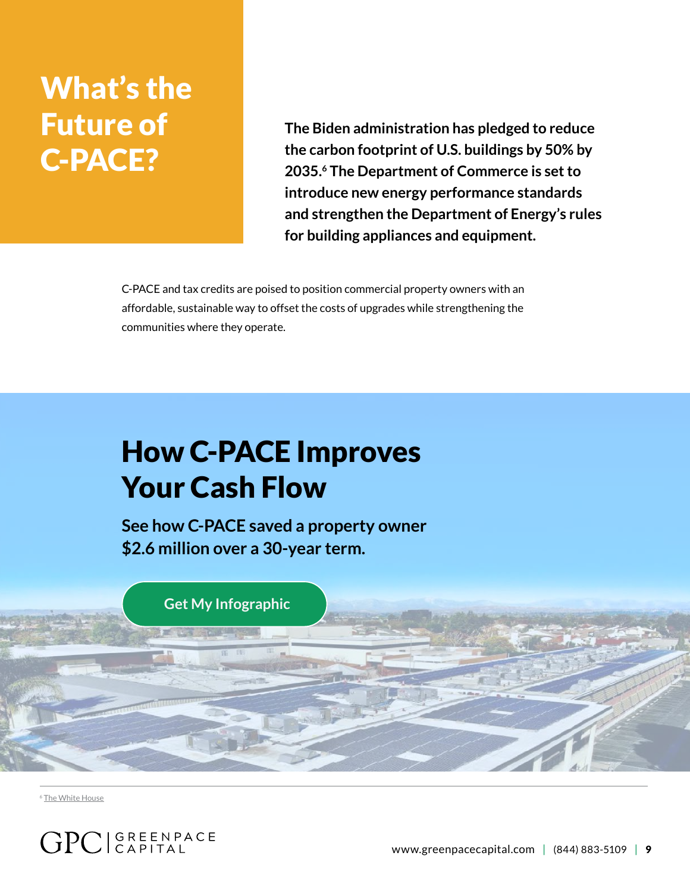# What's the Future of C-PACE?

**The Biden administration has pledged to reduce the carbon footprint of U.S. buildings by 50% by 2035.[6] The Department of Commerce is set to introduce new energy performance standards and strengthen the Department of Energy's rules for building appliances and equipment.**

C-PACE and tax credits are poised to position commercial property owners with an affordable, sustainable way to offset the costs of upgrades while strengthening the communities where they operate.

## How C-PACE Improves Your Cash Flow

**See how C-PACE saved a property owner $2.6 million over a 30-year term.**

Get My Infographic

---

[6] The White House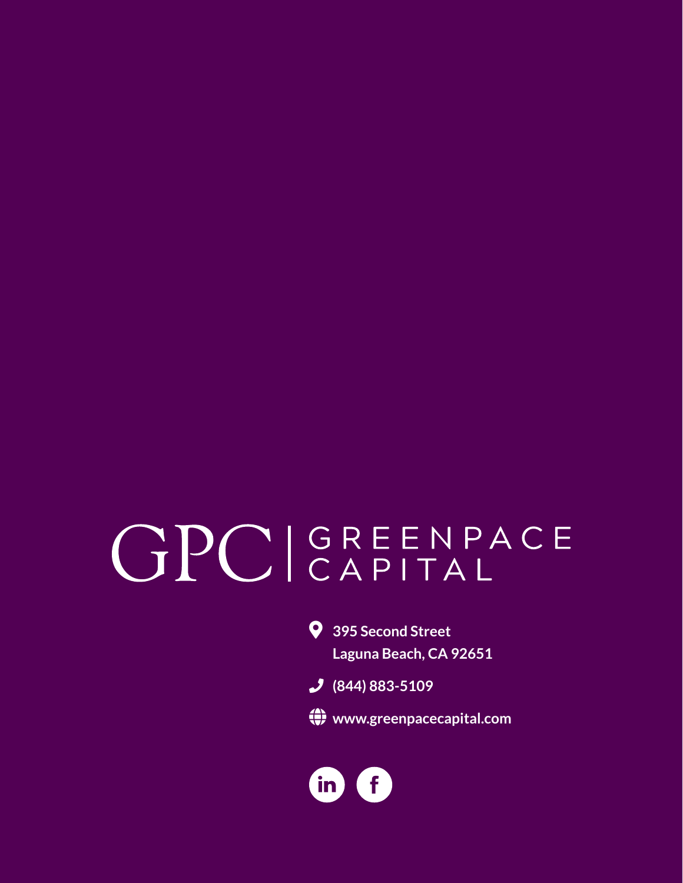GPC | GREENPACE CAPITAL

395 Second Street
Laguna Beach, CA 92651

(844) 883-5109

www.greenpacecapital.com